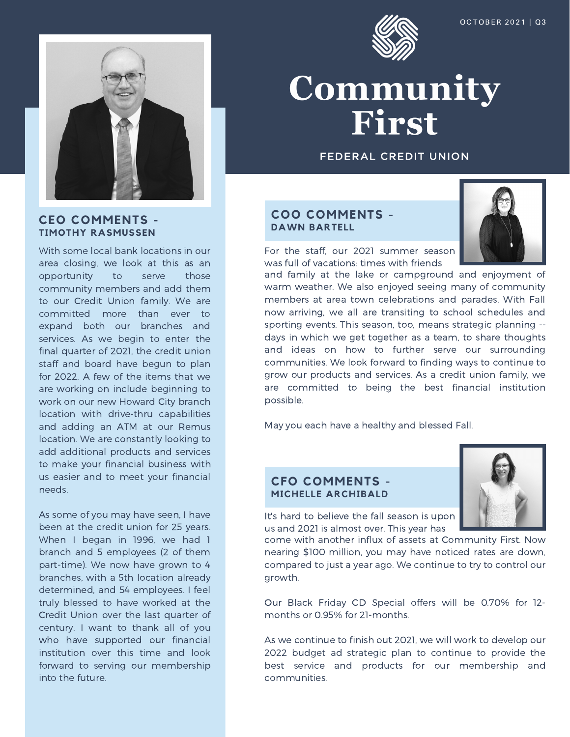OCTOBER 2021 | Q3

# Community First

FEDERAL CREDIT UNION

## CEO COMMENTS - TIMOTHY RASMUSSEN

With some local bank locations in our area closing, we look at this as an opportunity to serve those community members and add them to our Credit Union family. We are committed more than ever to expand both our branches and services. As we begin to enter the final quarter of 2021, the credit union staff and board have begun to plan for 2022. A few of the items that we are working on include beginning to work on our new Howard City branch location with drive-thru capabilities and adding an ATM at our Remus location. We are constantly looking to add additional products and services to make your financial business with us easier and to meet your financial needs.

As some of you may have seen, I have been at the credit union for 25 years. When I began in 1996, we had 1 branch and 5 employees (2 of them part-time). We now have grown to 4 branches, with a 5th location already determined, and 54 employees. I feel truly blessed to have worked at the Credit Union over the last quarter of century. I want to thank all of you who have supported our financial institution over this time and look forward to serving our membership into the future.

## COO COMMENTS - DAWN BARTELL

For the staff, our 2021 summer season was full of vacations: times with friends and family at the lake or campground and enjoyment of warm weather. We also enjoyed seeing many of community members at area town celebrations and parades. With Fall now arriving, we all are transiting to school schedules and sporting events. This season, too, means strategic planning -- days in which we get together as a team, to share thoughts and ideas on how to further serve our surrounding communities. We look forward to finding ways to continue to grow our products and services. As a credit union family, we are committed to being the best financial institution possible.

May you each have a healthy and blessed Fall.

## CFO COMMENTS - MICHELLE ARCHIBALD

It's hard to believe the fall season is upon us and 2021 is almost over. This year has come with another influx of assets at Community First. Now nearing $100 million, you may have noticed rates are down, compared to just a year ago. We continue to try to control our growth.

Our Black Friday CD Special offers will be 0.70% for 12-months or 0.95% for 21-months.

As we continue to finish out 2021, we will work to develop our 2022 budget ad strategic plan to continue to provide the best service and products for our membership and communities.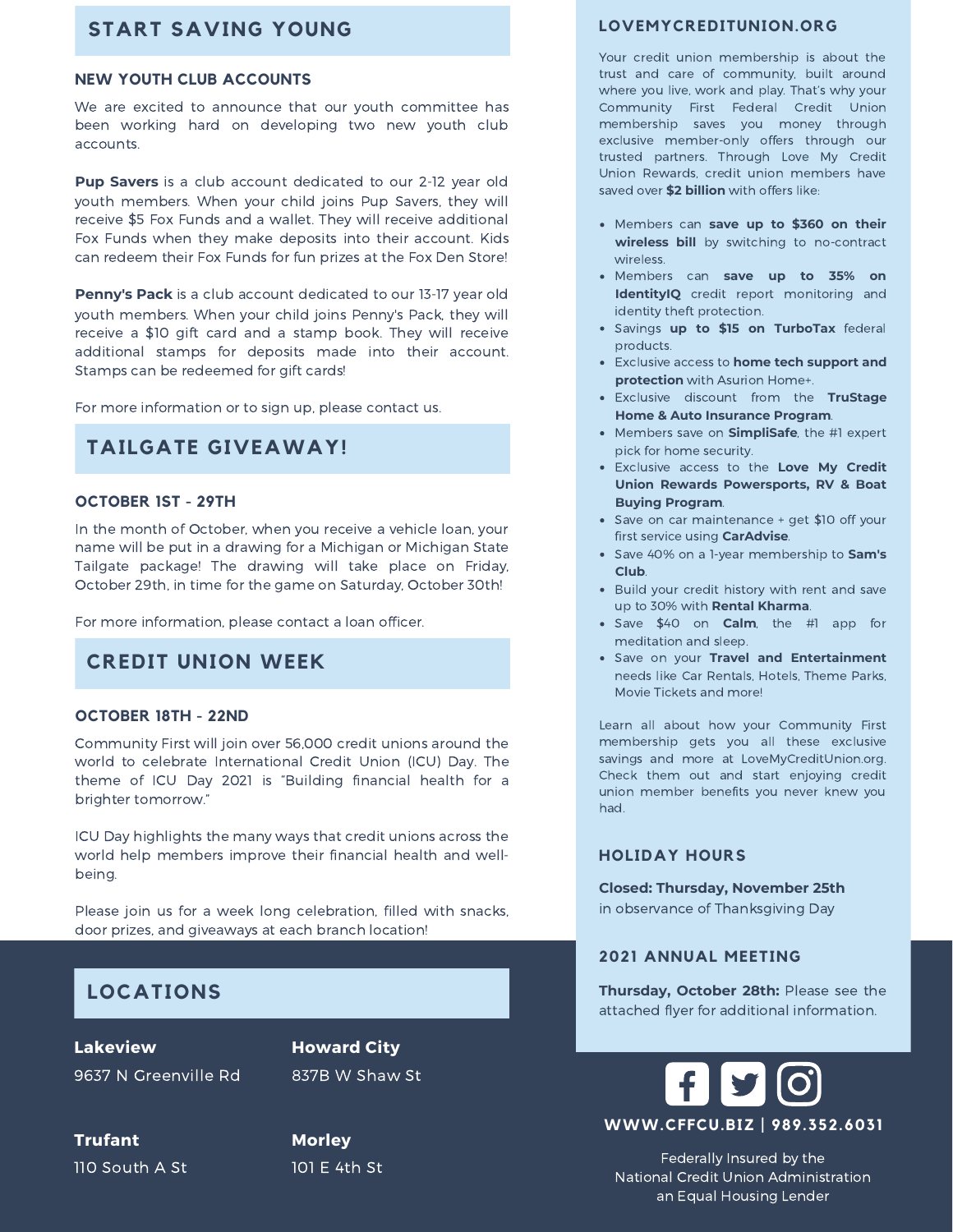## START SAVING YOUNG

### NEW YOUTH CLUB ACCOUNTS

We are excited to announce that our youth committee has been working hard on developing two new youth club accounts.

**Pup Savers** is a club account dedicated to our 2-12 year old youth members. When your child joins Pup Savers, they will receive $5 Fox Funds and a wallet. They will receive additional Fox Funds when they make deposits into their account. Kids can redeem their Fox Funds for fun prizes at the Fox Den Store!

**Penny's Pack** is a club account dedicated to our 13-17 year old youth members. When your child joins Penny's Pack, they will receive a $10 gift card and a stamp book. They will receive additional stamps for deposits made into their account. Stamps can be redeemed for gift cards!

For more information or to sign up, please contact us.

## TAILGATE GIVEAWAY!

### OCTOBER 1ST - 29TH

In the month of October, when you receive a vehicle loan, your name will be put in a drawing for a Michigan or Michigan State Tailgate package! The drawing will take place on Friday, October 29th, in time for the game on Saturday, October 30th!

For more information, please contact a loan officer.

## CREDIT UNION WEEK

### OCTOBER 18TH - 22ND

Community First will join over 56,000 credit unions around the world to celebrate International Credit Union (ICU) Day. The theme of ICU Day 2021 is "Building financial health for a brighter tomorrow."

ICU Day highlights the many ways that credit unions across the world help members improve their financial health and well-being.

Please join us for a week long celebration, filled with snacks, door prizes, and giveaways at each branch location!

## LOCATIONS

**Lakeview**
9637 N Greenville Rd

**Howard City**
837B W Shaw St

**Trufant**
110 South A St

**Morley**
101 E 4th St

## LOVEMYCREDITUNION.ORG

Your credit union membership is about the trust and care of community, built around where you live, work and play. That's why your Community First Federal Credit Union membership saves you money through exclusive member-only offers through our trusted partners. Through Love My Credit Union Rewards, credit union members have saved over **$2 billion** with offers like:

- Members can **save up to $360 on their wireless bill** by switching to no-contract wireless.
- Members can **save up to 35% on IdentityIQ** credit report monitoring and identity theft protection.
- Savings **up to $15 on TurboTax** federal products.
- Exclusive access to **home tech support and protection** with Asurion Home+.
- Exclusive discount from the **TruStage Home & Auto Insurance Program**.
- Members save on **SimpliSafe**, the #1 expert pick for home security.
- Exclusive access to the **Love My Credit Union Rewards Powersports, RV & Boat Buying Program**.
- Save on car maintenance + get $10 off your first service using **CarAdvise**.
- Save 40% on a 1-year membership to **Sam's Club**.
- Build your credit history with rent and save up to 30% with **Rental Kharma**.
- Save $40 on **Calm**, the #1 app for meditation and sleep.
- Save on your **Travel and Entertainment** needs like Car Rentals, Hotels, Theme Parks, Movie Tickets and more!

Learn all about how your Community First membership gets you all these exclusive savings and more at LoveMyCreditUnion.org. Check them out and start enjoying credit union member benefits you never knew you had.

## HOLIDAY HOURS

**Closed: Thursday, November 25th**
in observance of Thanksgiving Day

## 2021 ANNUAL MEETING

**Thursday, October 28th:** Please see the attached flyer for additional information.

**WWW.CFFCU.BIZ | 989.352.6031**

Federally Insured by the
National Credit Union Administration
an Equal Housing Lender